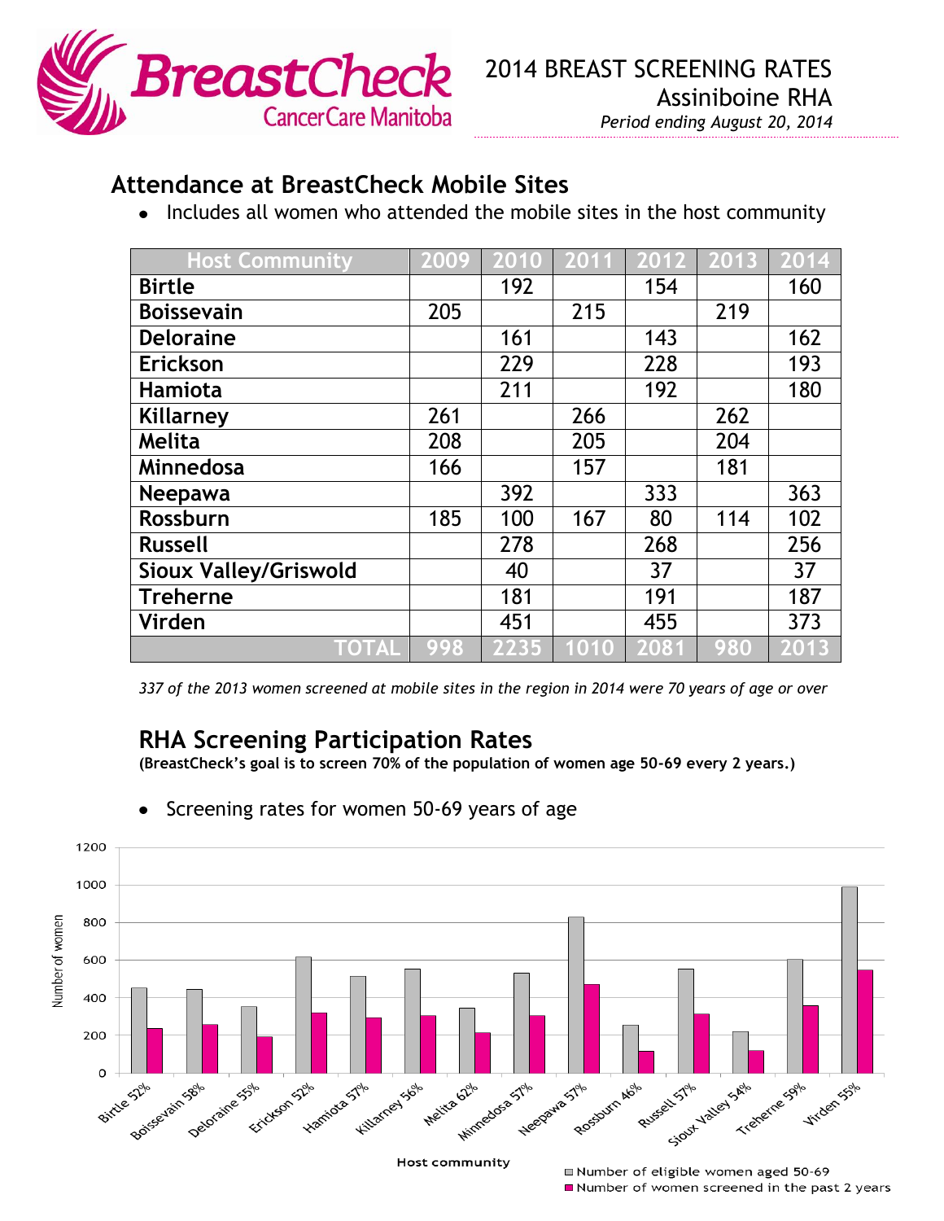BreastCheck
CancerCare Manitoba

# 2014 BREAST SCREENING RATES
## Assiniboine RHA

*Period ending August 20, 2014*

## Attendance at BreastCheck Mobile Sites

- Includes all women who attended the mobile sites in the host community

| Host Community | 2009 | 2010 | 2011 | 2012 | 2013 | 2014 |
|---|---|---|---|---|---|---|
| **Birtle** | | 192 | | 154 | | 160 |
| **Boissevain** | 205 | | 215 | | 219 | |
| **Deloraine** | | 161 | | 143 | | 162 |
| **Erickson** | | 229 | | 228 | | 193 |
| **Hamiota** | | 211 | | 192 | | 180 |
| **Killarney** | 261 | | 266 | | 262 | |
| **Melita** | 208 | | 205 | | 204 | |
| **Minnedosa** | 166 | | 157 | | 181 | |
| **Neepawa** | | 392 | | 333 | | 363 |
| **Rossburn** | 185 | 100 | 167 | 80 | 114 | 102 |
| **Russell** | | 278 | | 268 | | 256 |
| **Sioux Valley/Griswold** | | 40 | | 37 | | 37 |
| **Treherne** | | 181 | | 191 | | 187 |
| **Virden** | | 451 | | 455 | | 373 |
| **TOTAL** | 998 | 2235 | 1010 | 2081 | 980 | 2013 |

*337 of the 2013 women screened at mobile sites in the region in 2014 were 70 years of age or over*

## RHA Screening Participation Rates

**(BreastCheck's goal is to screen 70% of the population of women age 50-69 every 2 years.)**

- Screening rates for women 50-69 years of age

| Host community | Number of eligible women aged 50-69 (approx.) | Number of women screened in the past 2 years (approx.) |
|---|---|---|
| Birtle 52% | 455 | 240 |
| Boissevain 58% | 445 | 260 |
| Deloraine 55% | 355 | 195 |
| Erickson 52% | 615 | 320 |
| Hamiota 57% | 515 | 295 |
| Killarney 56% | 555 | 305 |
| Melita 62% | 345 | 215 |
| Minnedosa 57% | 530 | 305 |
| Neepawa 57% | 830 | 470 |
| Rossburn 46% | 255 | 120 |
| Russell 57% | 555 | 315 |
| Sioux Valley 54% | 220 | 120 |
| Treherne 59% | 605 | 360 |
| Virden 55% | 990 | 545 |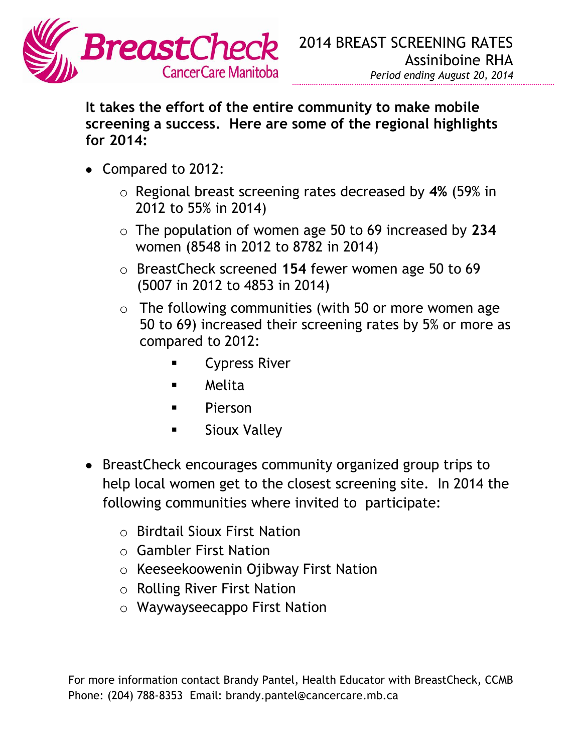BreastCheck CancerCare Manitoba

# 2014 BREAST SCREENING RATES
## Assiniboine RHA
*Period ending August 20, 2014*

**It takes the effort of the entire community to make mobile screening a success. Here are some of the regional highlights for 2014:**

- Compared to 2012:
  - Regional breast screening rates decreased by **4%** (59% in 2012 to 55% in 2014)
  - The population of women age 50 to 69 increased by **234** women (8548 in 2012 to 8782 in 2014)
  - BreastCheck screened **154** fewer women age 50 to 69 (5007 in 2012 to 4853 in 2014)
  - The following communities (with 50 or more women age 50 to 69) increased their screening rates by 5% or more as compared to 2012:
    - Cypress River
    - Melita
    - Pierson
    - Sioux Valley
- BreastCheck encourages community organized group trips to help local women get to the closest screening site. In 2014 the following communities where invited to participate:
  - Birdtail Sioux First Nation
  - Gambler First Nation
  - Keeseekoowenin Ojibway First Nation
  - Rolling River First Nation
  - Waywayseecappo First Nation

For more information contact Brandy Pantel, Health Educator with BreastCheck, CCMB
Phone: (204) 788-8353 Email: brandy.pantel@cancercare.mb.ca